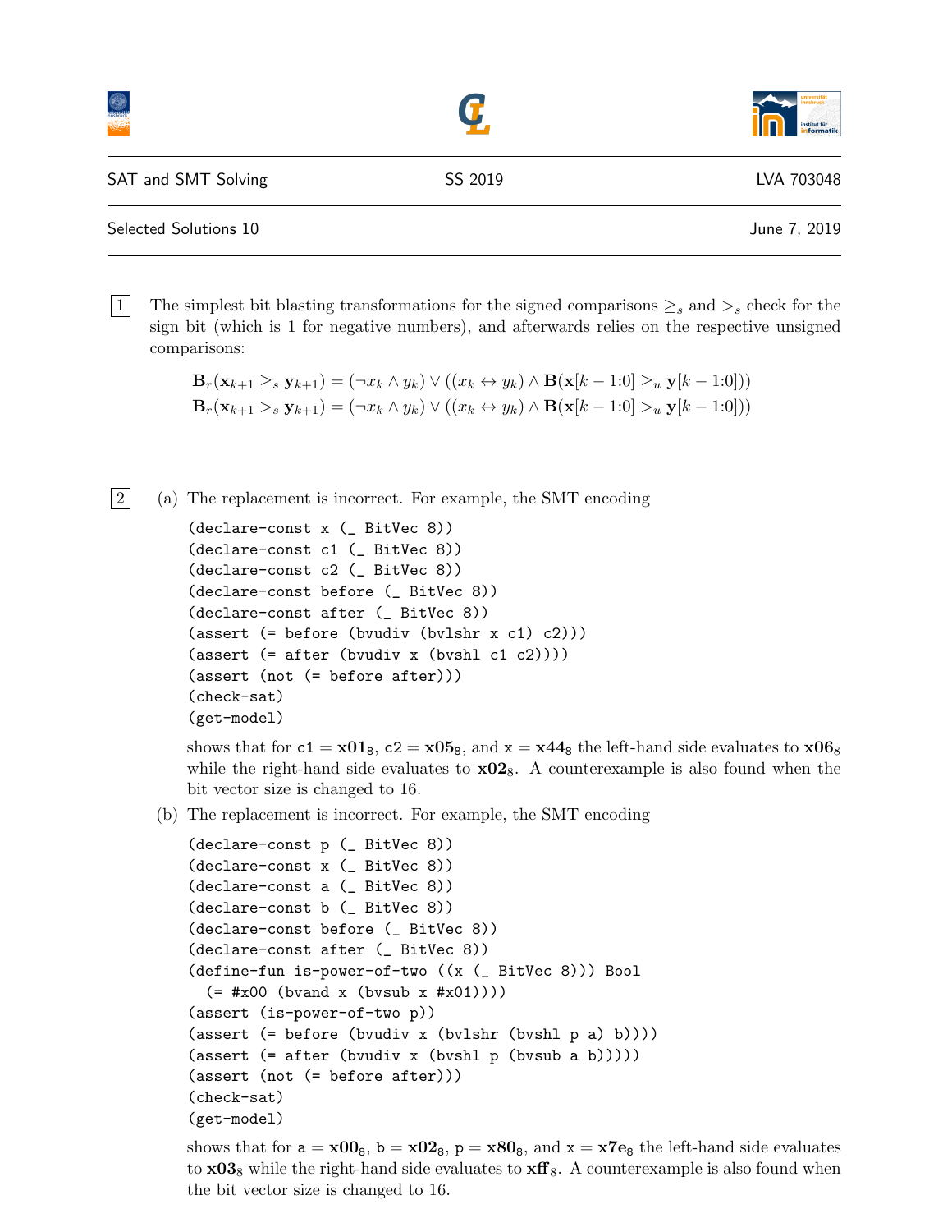SAT and SMT Solving | SS 2019 | LVA 703048

Selected Solutions 10 | June 7, 2019

---

**1** The simplest bit blasting transformations for the signed comparisons $\geq_s$ and $>_s$ check for the sign bit (which is 1 for negative numbers), and afterwards relies on the respective unsigned comparisons:

$$\mathbf{B}_r(\mathbf{x}_{k+1} \geq_s \mathbf{y}_{k+1}) = (\neg x_k \wedge y_k) \vee ((x_k \leftrightarrow y_k) \wedge \mathbf{B}(\mathbf{x}[k-1{:}0] \geq_u \mathbf{y}[k-1{:}0]))$$
$$\mathbf{B}_r(\mathbf{x}_{k+1} >_s \mathbf{y}_{k+1}) = (\neg x_k \wedge y_k) \vee ((x_k \leftrightarrow y_k) \wedge \mathbf{B}(\mathbf{x}[k-1{:}0] >_u \mathbf{y}[k-1{:}0]))$$

**2** (a) The replacement is incorrect. For example, the SMT encoding

```
(declare-const x (_ BitVec 8))
(declare-const c1 (_ BitVec 8))
(declare-const c2 (_ BitVec 8))
(declare-const before (_ BitVec 8))
(declare-const after (_ BitVec 8))
(assert (= before (bvudiv (bvlshr x c1) c2)))
(assert (= after (bvudiv x (bvshl c1 c2))))
(assert (not (= before after)))
(check-sat)
(get-model)
```

shows that for c1 = $\mathbf{x01}_8$, c2 = $\mathbf{x05}_8$, and x = $\mathbf{x44}_8$ the left-hand side evaluates to $\mathbf{x06}_8$ while the right-hand side evaluates to $\mathbf{x02}_8$. A counterexample is also found when the bit vector size is changed to 16.

(b) The replacement is incorrect. For example, the SMT encoding

```
(declare-const p (_ BitVec 8))
(declare-const x (_ BitVec 8))
(declare-const a (_ BitVec 8))
(declare-const b (_ BitVec 8))
(declare-const before (_ BitVec 8))
(declare-const after (_ BitVec 8))
(define-fun is-power-of-two ((x (_ BitVec 8))) Bool
  (= #x00 (bvand x (bvsub x #x01))))
(assert (is-power-of-two p))
(assert (= before (bvudiv x (bvlshr (bvshl p a) b))))
(assert (= after (bvudiv x (bvshl p (bvsub a b)))))
(assert (not (= before after)))
(check-sat)
(get-model)
```

shows that for a = $\mathbf{x00}_8$, b = $\mathbf{x02}_8$, p = $\mathbf{x80}_8$, and x = $\mathbf{x7e}_8$ the left-hand side evaluates to $\mathbf{x03}_8$ while the right-hand side evaluates to $\mathbf{xff}_8$. A counterexample is also found when the bit vector size is changed to 16.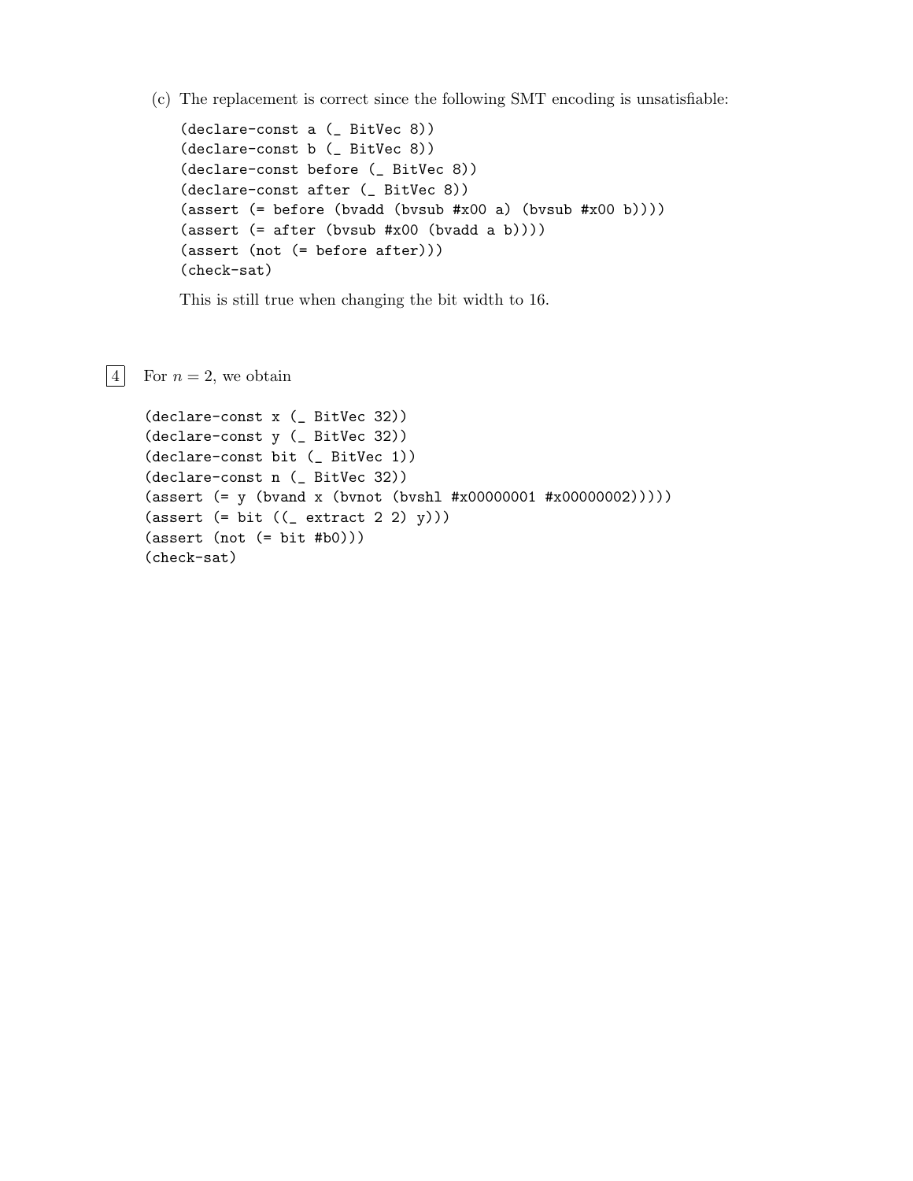(c) The replacement is correct since the following SMT encoding is unsatisfiable:

```
(declare-const a (_ BitVec 8))
(declare-const b (_ BitVec 8))
(declare-const before (_ BitVec 8))
(declare-const after (_ BitVec 8))
(assert (= before (bvadd (bvsub #x00 a) (bvsub #x00 b))))
(assert (= after (bvsub #x00 (bvadd a b))))
(assert (not (= before after)))
(check-sat)
```

This is still true when changing the bit width to 16.

4 For $n = 2$, we obtain

```
(declare-const x (_ BitVec 32))
(declare-const y (_ BitVec 32))
(declare-const bit (_ BitVec 1))
(declare-const n (_ BitVec 32))
(assert (= y (bvand x (bvnot (bvshl #x00000001 #x00000002)))))
(assert (= bit ((_ extract 2 2) y)))
(assert (not (= bit #b0)))
(check-sat)
```